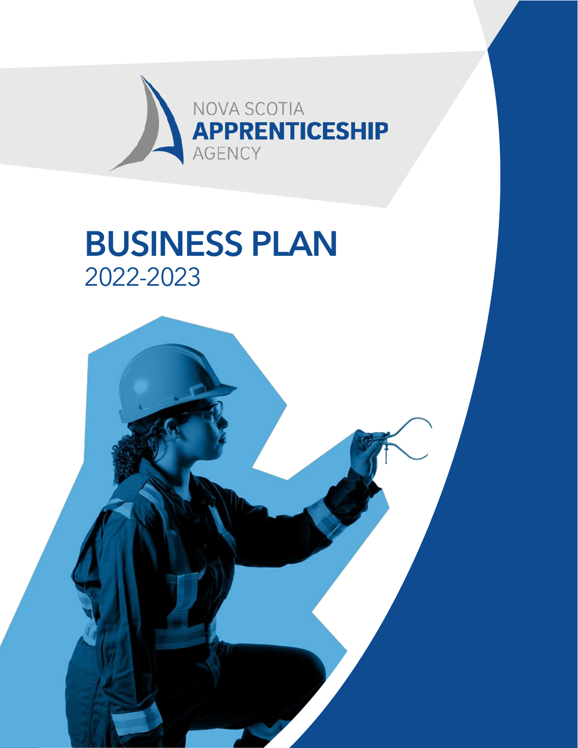NOVA SCOTIA
**APPRENTICESHIP**
AGENCY

# BUSINESS PLAN
2022-2023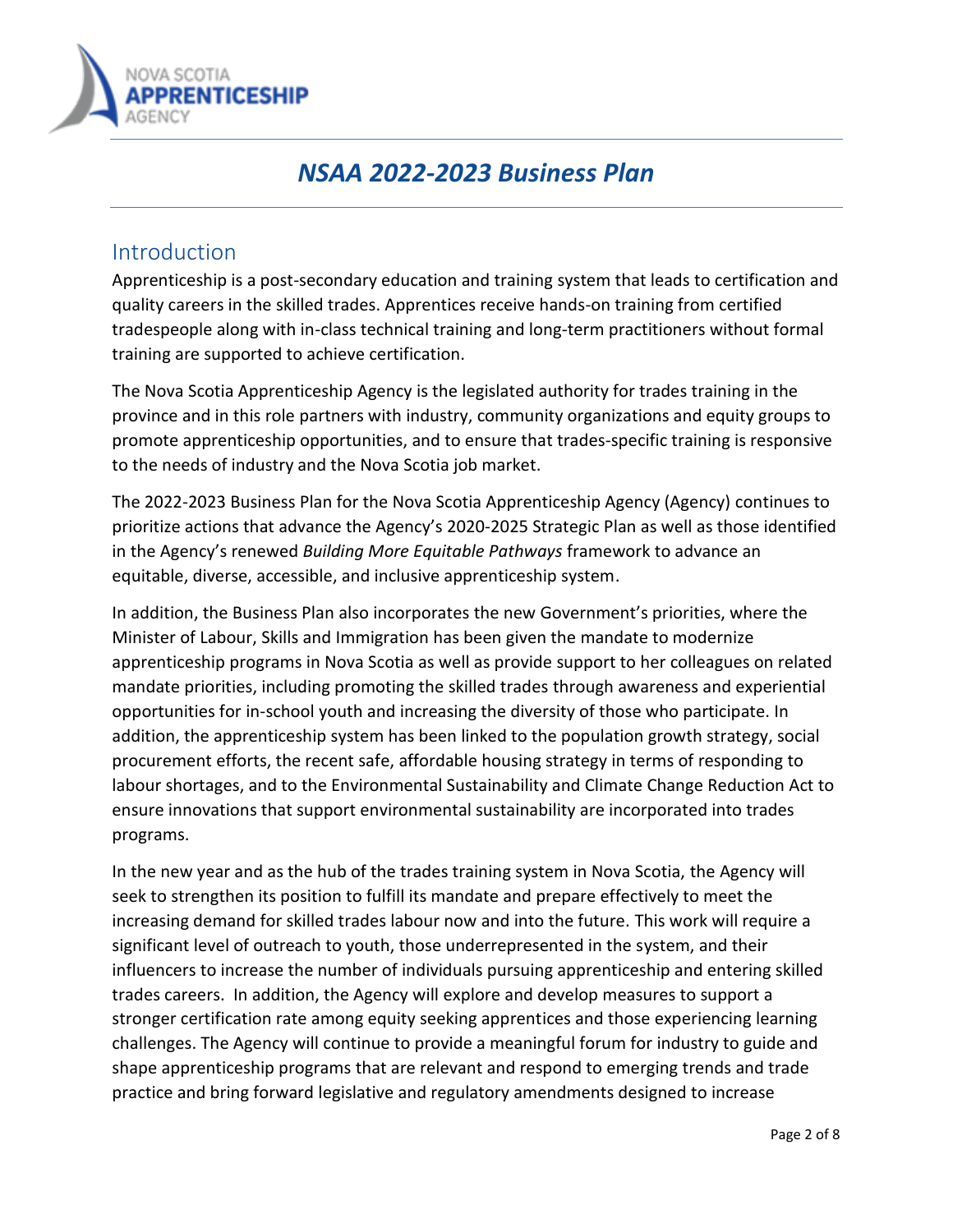# *NSAA 2022-2023 Business Plan*

## Introduction

Apprenticeship is a post-secondary education and training system that leads to certification and quality careers in the skilled trades. Apprentices receive hands-on training from certified tradespeople along with in-class technical training and long-term practitioners without formal training are supported to achieve certification.

The Nova Scotia Apprenticeship Agency is the legislated authority for trades training in the province and in this role partners with industry, community organizations and equity groups to promote apprenticeship opportunities, and to ensure that trades-specific training is responsive to the needs of industry and the Nova Scotia job market.

The 2022-2023 Business Plan for the Nova Scotia Apprenticeship Agency (Agency) continues to prioritize actions that advance the Agency's 2020-2025 Strategic Plan as well as those identified in the Agency's renewed *Building More Equitable Pathways* framework to advance an equitable, diverse, accessible, and inclusive apprenticeship system.

In addition, the Business Plan also incorporates the new Government's priorities, where the Minister of Labour, Skills and Immigration has been given the mandate to modernize apprenticeship programs in Nova Scotia as well as provide support to her colleagues on related mandate priorities, including promoting the skilled trades through awareness and experiential opportunities for in-school youth and increasing the diversity of those who participate. In addition, the apprenticeship system has been linked to the population growth strategy, social procurement efforts, the recent safe, affordable housing strategy in terms of responding to labour shortages, and to the Environmental Sustainability and Climate Change Reduction Act to ensure innovations that support environmental sustainability are incorporated into trades programs.

In the new year and as the hub of the trades training system in Nova Scotia, the Agency will seek to strengthen its position to fulfill its mandate and prepare effectively to meet the increasing demand for skilled trades labour now and into the future. This work will require a significant level of outreach to youth, those underrepresented in the system, and their influencers to increase the number of individuals pursuing apprenticeship and entering skilled trades careers. In addition, the Agency will explore and develop measures to support a stronger certification rate among equity seeking apprentices and those experiencing learning challenges. The Agency will continue to provide a meaningful forum for industry to guide and shape apprenticeship programs that are relevant and respond to emerging trends and trade practice and bring forward legislative and regulatory amendments designed to increase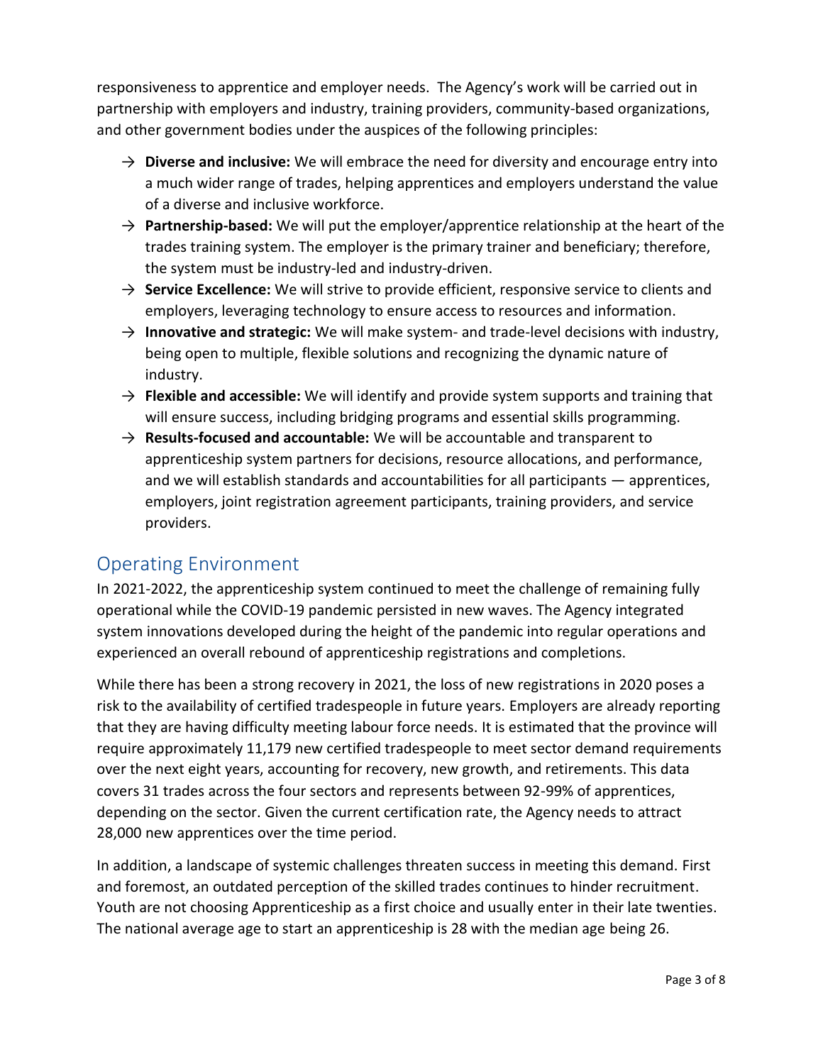responsiveness to apprentice and employer needs. The Agency's work will be carried out in partnership with employers and industry, training providers, community-based organizations, and other government bodies under the auspices of the following principles:

- → **Diverse and inclusive:** We will embrace the need for diversity and encourage entry into a much wider range of trades, helping apprentices and employers understand the value of a diverse and inclusive workforce.
- → **Partnership-based:** We will put the employer/apprentice relationship at the heart of the trades training system. The employer is the primary trainer and beneficiary; therefore, the system must be industry-led and industry-driven.
- → **Service Excellence:** We will strive to provide efficient, responsive service to clients and employers, leveraging technology to ensure access to resources and information.
- → **Innovative and strategic:** We will make system- and trade-level decisions with industry, being open to multiple, flexible solutions and recognizing the dynamic nature of industry.
- → **Flexible and accessible:** We will identify and provide system supports and training that will ensure success, including bridging programs and essential skills programming.
- → **Results-focused and accountable:** We will be accountable and transparent to apprenticeship system partners for decisions, resource allocations, and performance, and we will establish standards and accountabilities for all participants — apprentices, employers, joint registration agreement participants, training providers, and service providers.

## Operating Environment

In 2021-2022, the apprenticeship system continued to meet the challenge of remaining fully operational while the COVID-19 pandemic persisted in new waves. The Agency integrated system innovations developed during the height of the pandemic into regular operations and experienced an overall rebound of apprenticeship registrations and completions.

While there has been a strong recovery in 2021, the loss of new registrations in 2020 poses a risk to the availability of certified tradespeople in future years. Employers are already reporting that they are having difficulty meeting labour force needs. It is estimated that the province will require approximately 11,179 new certified tradespeople to meet sector demand requirements over the next eight years, accounting for recovery, new growth, and retirements. This data covers 31 trades across the four sectors and represents between 92-99% of apprentices, depending on the sector. Given the current certification rate, the Agency needs to attract 28,000 new apprentices over the time period.

In addition, a landscape of systemic challenges threaten success in meeting this demand. First and foremost, an outdated perception of the skilled trades continues to hinder recruitment. Youth are not choosing Apprenticeship as a first choice and usually enter in their late twenties. The national average age to start an apprenticeship is 28 with the median age being 26.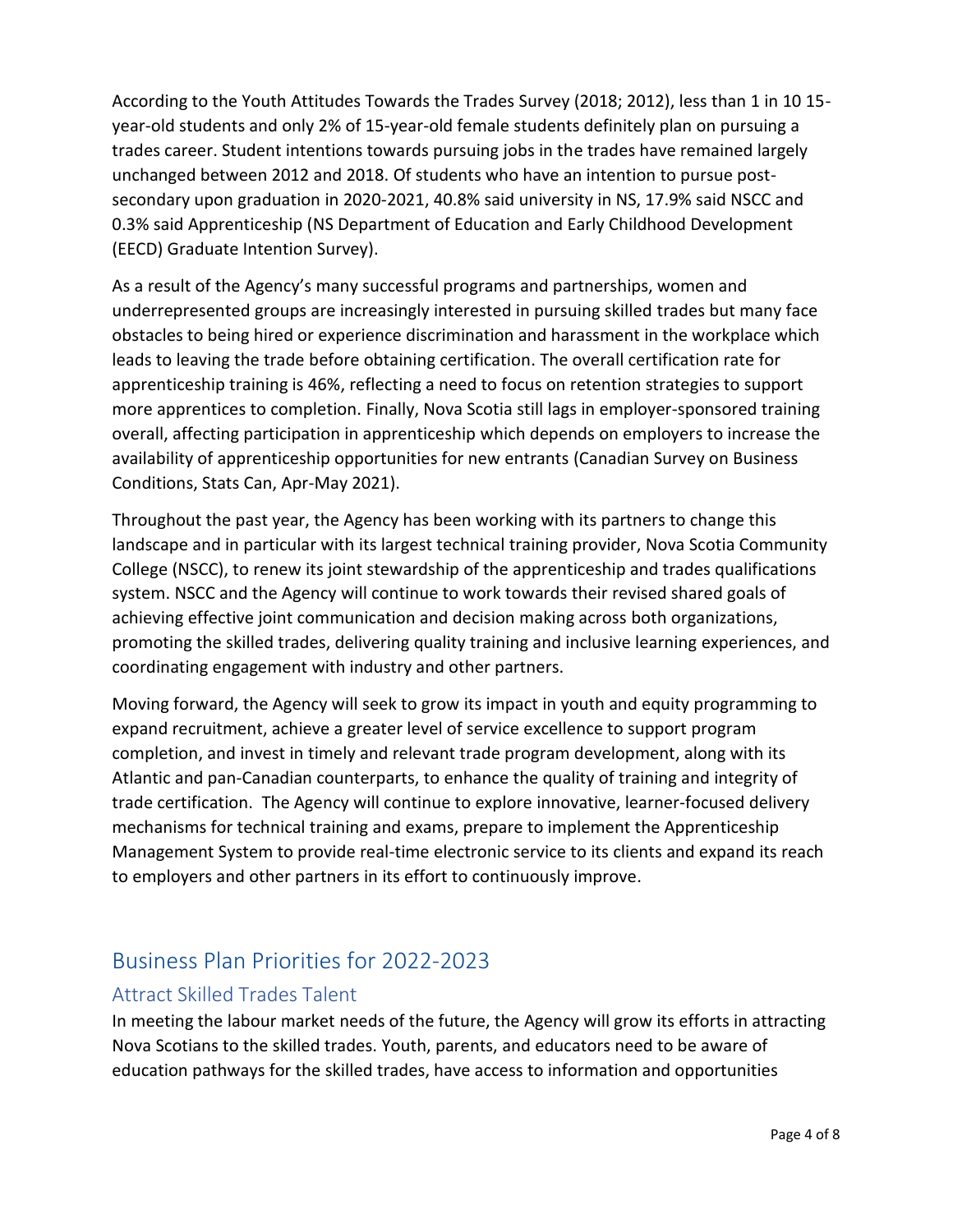According to the Youth Attitudes Towards the Trades Survey (2018; 2012), less than 1 in 10 15-year-old students and only 2% of 15-year-old female students definitely plan on pursuing a trades career. Student intentions towards pursuing jobs in the trades have remained largely unchanged between 2012 and 2018. Of students who have an intention to pursue post-secondary upon graduation in 2020-2021, 40.8% said university in NS, 17.9% said NSCC and 0.3% said Apprenticeship (NS Department of Education and Early Childhood Development (EECD) Graduate Intention Survey).

As a result of the Agency's many successful programs and partnerships, women and underrepresented groups are increasingly interested in pursuing skilled trades but many face obstacles to being hired or experience discrimination and harassment in the workplace which leads to leaving the trade before obtaining certification. The overall certification rate for apprenticeship training is 46%, reflecting a need to focus on retention strategies to support more apprentices to completion. Finally, Nova Scotia still lags in employer-sponsored training overall, affecting participation in apprenticeship which depends on employers to increase the availability of apprenticeship opportunities for new entrants (Canadian Survey on Business Conditions, Stats Can, Apr-May 2021).

Throughout the past year, the Agency has been working with its partners to change this landscape and in particular with its largest technical training provider, Nova Scotia Community College (NSCC), to renew its joint stewardship of the apprenticeship and trades qualifications system. NSCC and the Agency will continue to work towards their revised shared goals of achieving effective joint communication and decision making across both organizations, promoting the skilled trades, delivering quality training and inclusive learning experiences, and coordinating engagement with industry and other partners.

Moving forward, the Agency will seek to grow its impact in youth and equity programming to expand recruitment, achieve a greater level of service excellence to support program completion, and invest in timely and relevant trade program development, along with its Atlantic and pan-Canadian counterparts, to enhance the quality of training and integrity of trade certification. The Agency will continue to explore innovative, learner-focused delivery mechanisms for technical training and exams, prepare to implement the Apprenticeship Management System to provide real-time electronic service to its clients and expand its reach to employers and other partners in its effort to continuously improve.

## Business Plan Priorities for 2022-2023

### Attract Skilled Trades Talent

In meeting the labour market needs of the future, the Agency will grow its efforts in attracting Nova Scotians to the skilled trades. Youth, parents, and educators need to be aware of education pathways for the skilled trades, have access to information and opportunities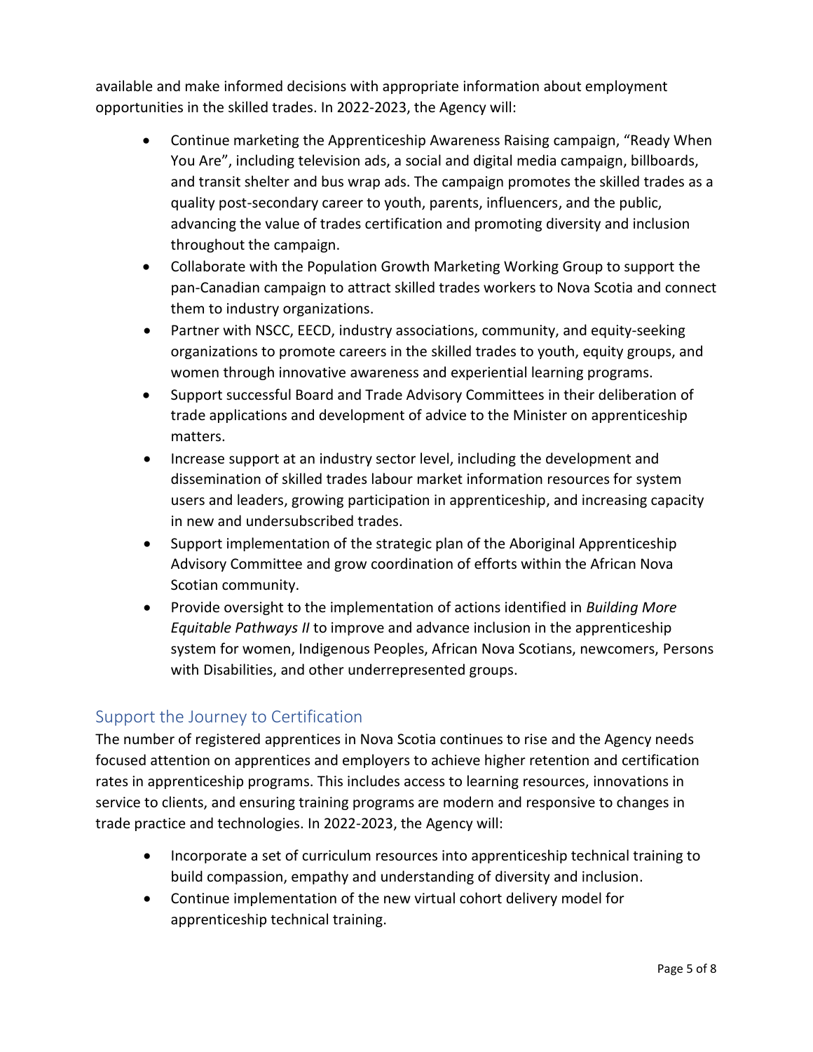available and make informed decisions with appropriate information about employment opportunities in the skilled trades. In 2022-2023, the Agency will:

- Continue marketing the Apprenticeship Awareness Raising campaign, "Ready When You Are", including television ads, a social and digital media campaign, billboards, and transit shelter and bus wrap ads. The campaign promotes the skilled trades as a quality post-secondary career to youth, parents, influencers, and the public, advancing the value of trades certification and promoting diversity and inclusion throughout the campaign.
- Collaborate with the Population Growth Marketing Working Group to support the pan-Canadian campaign to attract skilled trades workers to Nova Scotia and connect them to industry organizations.
- Partner with NSCC, EECD, industry associations, community, and equity-seeking organizations to promote careers in the skilled trades to youth, equity groups, and women through innovative awareness and experiential learning programs.
- Support successful Board and Trade Advisory Committees in their deliberation of trade applications and development of advice to the Minister on apprenticeship matters.
- Increase support at an industry sector level, including the development and dissemination of skilled trades labour market information resources for system users and leaders, growing participation in apprenticeship, and increasing capacity in new and undersubscribed trades.
- Support implementation of the strategic plan of the Aboriginal Apprenticeship Advisory Committee and grow coordination of efforts within the African Nova Scotian community.
- Provide oversight to the implementation of actions identified in *Building More Equitable Pathways II* to improve and advance inclusion in the apprenticeship system for women, Indigenous Peoples, African Nova Scotians, newcomers, Persons with Disabilities, and other underrepresented groups.

## Support the Journey to Certification

The number of registered apprentices in Nova Scotia continues to rise and the Agency needs focused attention on apprentices and employers to achieve higher retention and certification rates in apprenticeship programs. This includes access to learning resources, innovations in service to clients, and ensuring training programs are modern and responsive to changes in trade practice and technologies. In 2022-2023, the Agency will:

- Incorporate a set of curriculum resources into apprenticeship technical training to build compassion, empathy and understanding of diversity and inclusion.
- Continue implementation of the new virtual cohort delivery model for apprenticeship technical training.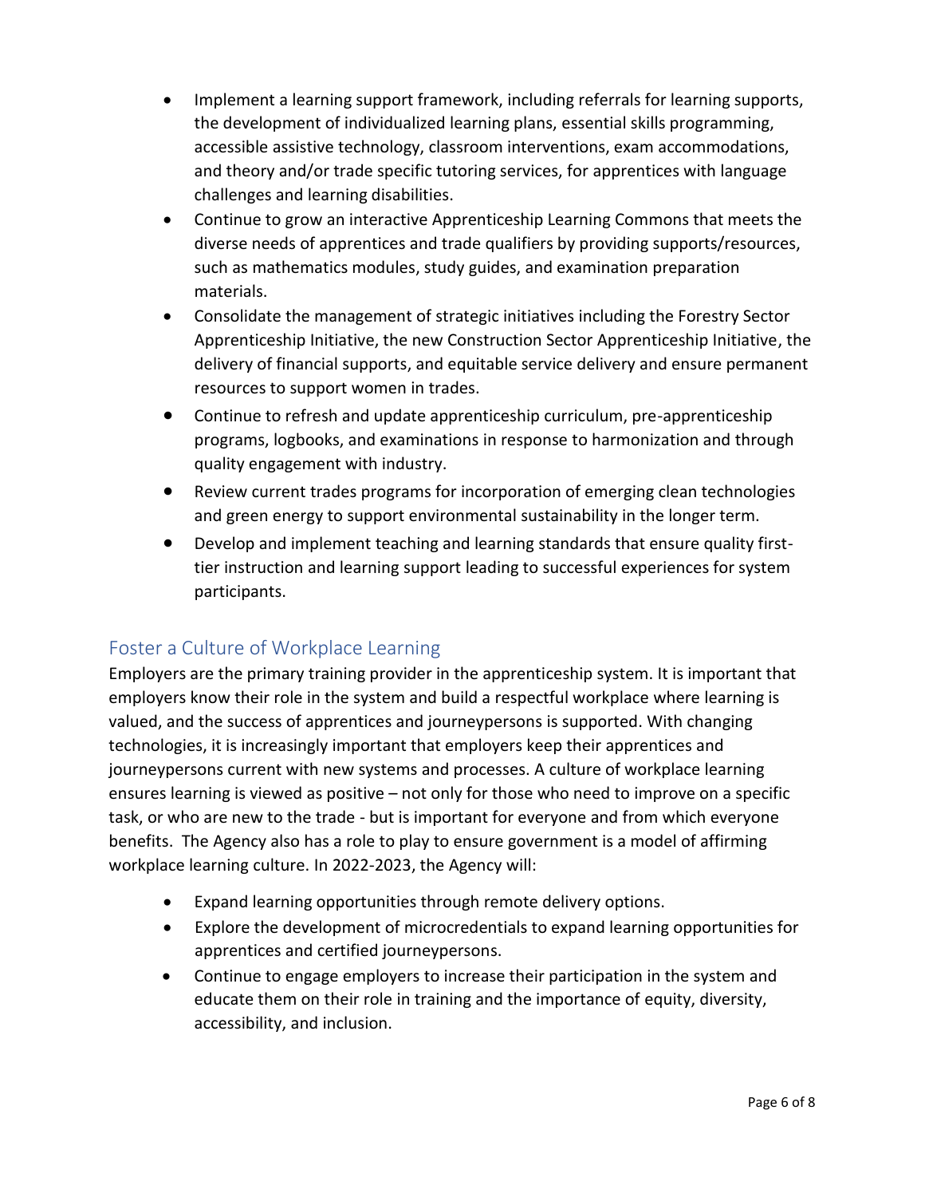- Implement a learning support framework, including referrals for learning supports, the development of individualized learning plans, essential skills programming, accessible assistive technology, classroom interventions, exam accommodations, and theory and/or trade specific tutoring services, for apprentices with language challenges and learning disabilities.
- Continue to grow an interactive Apprenticeship Learning Commons that meets the diverse needs of apprentices and trade qualifiers by providing supports/resources, such as mathematics modules, study guides, and examination preparation materials.
- Consolidate the management of strategic initiatives including the Forestry Sector Apprenticeship Initiative, the new Construction Sector Apprenticeship Initiative, the delivery of financial supports, and equitable service delivery and ensure permanent resources to support women in trades.
- Continue to refresh and update apprenticeship curriculum, pre-apprenticeship programs, logbooks, and examinations in response to harmonization and through quality engagement with industry.
- Review current trades programs for incorporation of emerging clean technologies and green energy to support environmental sustainability in the longer term.
- Develop and implement teaching and learning standards that ensure quality first-tier instruction and learning support leading to successful experiences for system participants.

## Foster a Culture of Workplace Learning

Employers are the primary training provider in the apprenticeship system. It is important that employers know their role in the system and build a respectful workplace where learning is valued, and the success of apprentices and journeypersons is supported. With changing technologies, it is increasingly important that employers keep their apprentices and journeypersons current with new systems and processes. A culture of workplace learning ensures learning is viewed as positive – not only for those who need to improve on a specific task, or who are new to the trade - but is important for everyone and from which everyone benefits. The Agency also has a role to play to ensure government is a model of affirming workplace learning culture. In 2022-2023, the Agency will:

- Expand learning opportunities through remote delivery options.
- Explore the development of microcredentials to expand learning opportunities for apprentices and certified journeypersons.
- Continue to engage employers to increase their participation in the system and educate them on their role in training and the importance of equity, diversity, accessibility, and inclusion.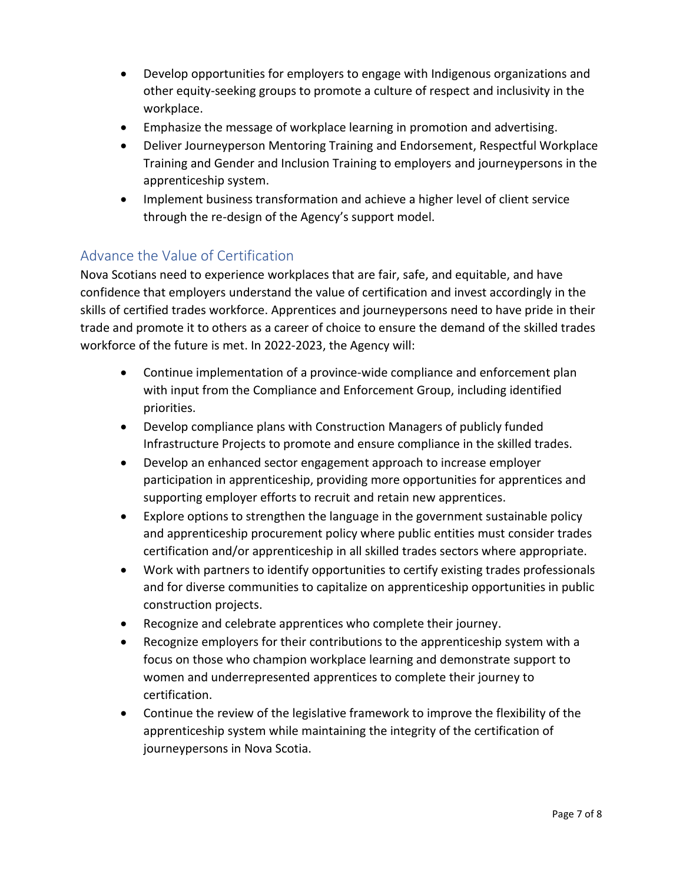- Develop opportunities for employers to engage with Indigenous organizations and other equity-seeking groups to promote a culture of respect and inclusivity in the workplace.
- Emphasize the message of workplace learning in promotion and advertising.
- Deliver Journeyperson Mentoring Training and Endorsement, Respectful Workplace Training and Gender and Inclusion Training to employers and journeypersons in the apprenticeship system.
- Implement business transformation and achieve a higher level of client service through the re-design of the Agency's support model.

## Advance the Value of Certification

Nova Scotians need to experience workplaces that are fair, safe, and equitable, and have confidence that employers understand the value of certification and invest accordingly in the skills of certified trades workforce. Apprentices and journeypersons need to have pride in their trade and promote it to others as a career of choice to ensure the demand of the skilled trades workforce of the future is met. In 2022-2023, the Agency will:

- Continue implementation of a province-wide compliance and enforcement plan with input from the Compliance and Enforcement Group, including identified priorities.
- Develop compliance plans with Construction Managers of publicly funded Infrastructure Projects to promote and ensure compliance in the skilled trades.
- Develop an enhanced sector engagement approach to increase employer participation in apprenticeship, providing more opportunities for apprentices and supporting employer efforts to recruit and retain new apprentices.
- Explore options to strengthen the language in the government sustainable policy and apprenticeship procurement policy where public entities must consider trades certification and/or apprenticeship in all skilled trades sectors where appropriate.
- Work with partners to identify opportunities to certify existing trades professionals and for diverse communities to capitalize on apprenticeship opportunities in public construction projects.
- Recognize and celebrate apprentices who complete their journey.
- Recognize employers for their contributions to the apprenticeship system with a focus on those who champion workplace learning and demonstrate support to women and underrepresented apprentices to complete their journey to certification.
- Continue the review of the legislative framework to improve the flexibility of the apprenticeship system while maintaining the integrity of the certification of journeypersons in Nova Scotia.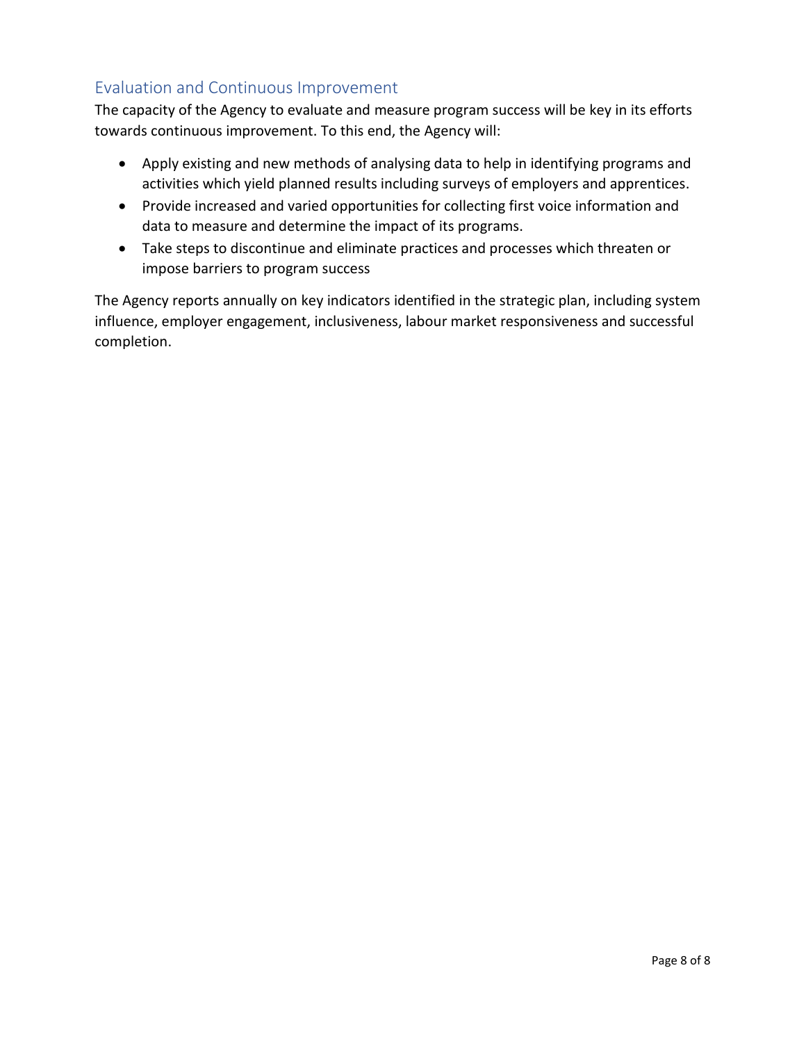## Evaluation and Continuous Improvement

The capacity of the Agency to evaluate and measure program success will be key in its efforts towards continuous improvement. To this end, the Agency will:

- Apply existing and new methods of analysing data to help in identifying programs and activities which yield planned results including surveys of employers and apprentices.
- Provide increased and varied opportunities for collecting first voice information and data to measure and determine the impact of its programs.
- Take steps to discontinue and eliminate practices and processes which threaten or impose barriers to program success

The Agency reports annually on key indicators identified in the strategic plan, including system influence, employer engagement, inclusiveness, labour market responsiveness and successful completion.